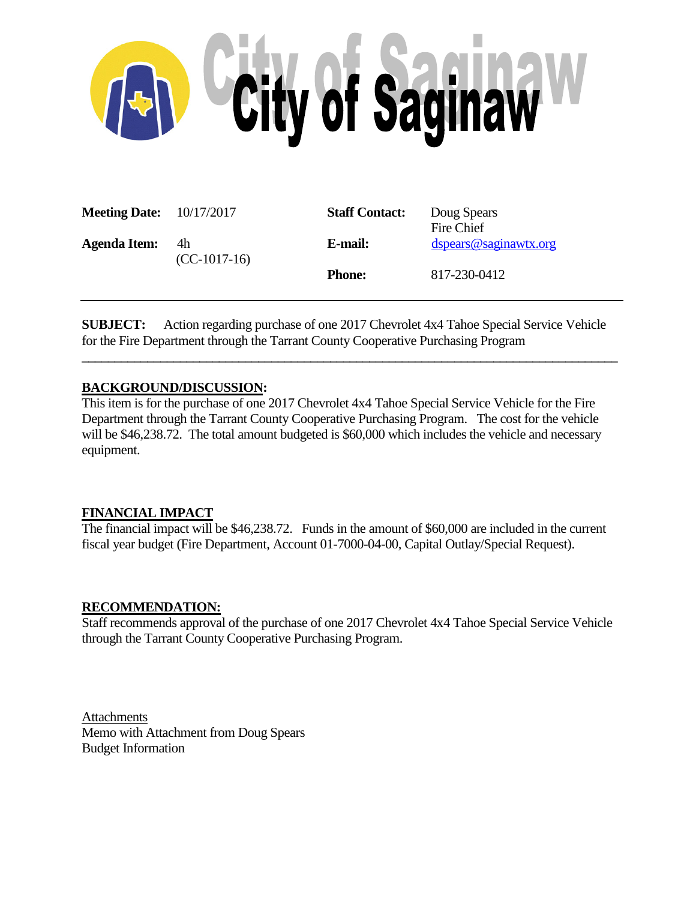# City of Saginaw

| | | | |
|---|---|---|---|
| **Meeting Date:** | 10/17/2017 | **Staff Contact:** | Doug Spears<br>Fire Chief |
| **Agenda Item:** | 4h<br>(CC-1017-16) | **E-mail:** | dspears@saginawtx.org |
| | | **Phone:** | 817-230-0412 |

---

**SUBJECT:** Action regarding purchase of one 2017 Chevrolet 4x4 Tahoe Special Service Vehicle for the Fire Department through the Tarrant County Cooperative Purchasing Program

---

**BACKGROUND/DISCUSSION:**

This item is for the purchase of one 2017 Chevrolet 4x4 Tahoe Special Service Vehicle for the Fire Department through the Tarrant County Cooperative Purchasing Program. The cost for the vehicle will be $46,238.72. The total amount budgeted is $60,000 which includes the vehicle and necessary equipment.

**FINANCIAL IMPACT**

The financial impact will be $46,238.72. Funds in the amount of $60,000 are included in the current fiscal year budget (Fire Department, Account 01-7000-04-00, Capital Outlay/Special Request).

**RECOMMENDATION:**

Staff recommends approval of the purchase of one 2017 Chevrolet 4x4 Tahoe Special Service Vehicle through the Tarrant County Cooperative Purchasing Program.

Attachments

Memo with Attachment from Doug Spears

Budget Information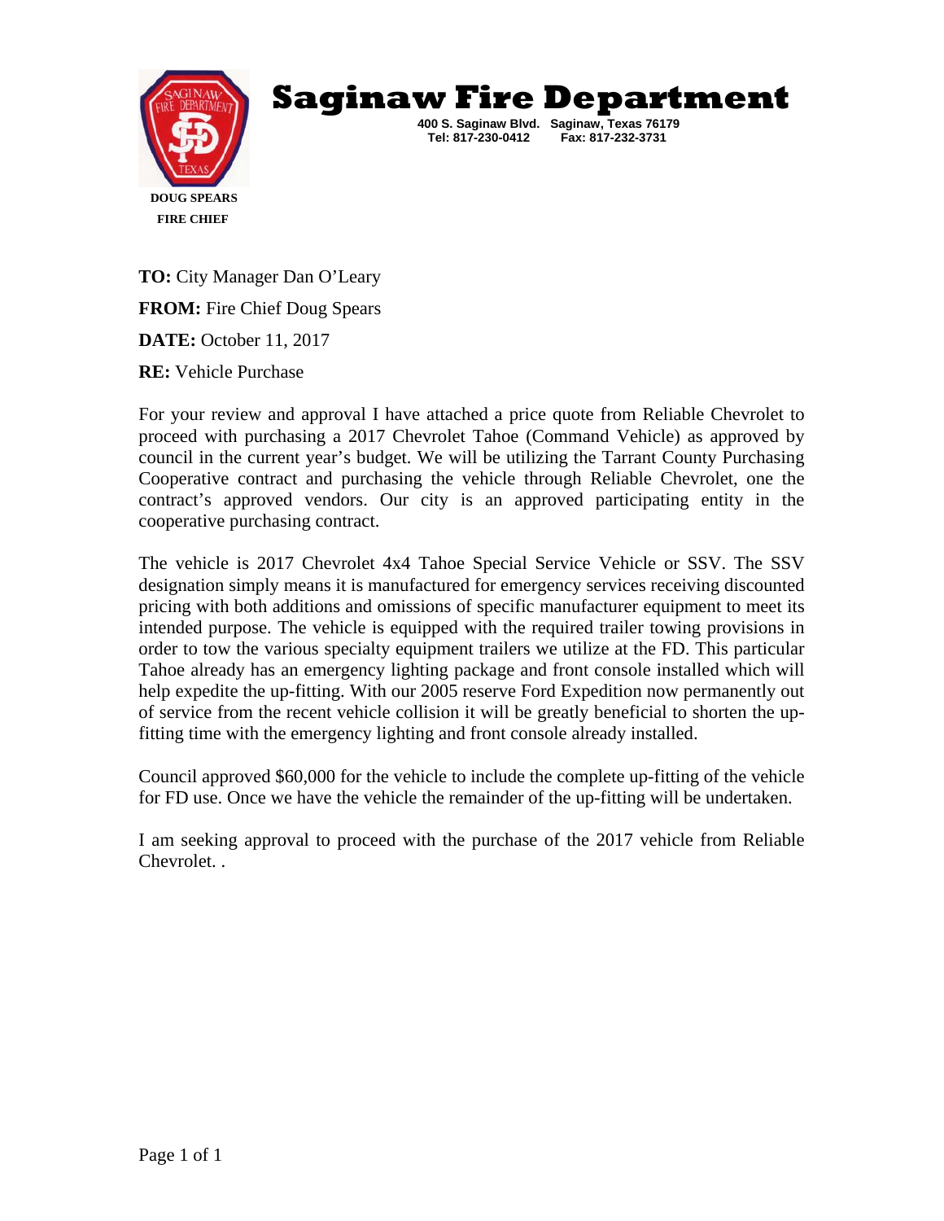# Saginaw Fire Department

400 S. Saginaw Blvd. Saginaw, Texas 76179
Tel: 817-230-0412 Fax: 817-232-3731

**DOUG SPEARS**
**FIRE CHIEF**

**TO:** City Manager Dan O'Leary

**FROM:** Fire Chief Doug Spears

**DATE:** October 11, 2017

**RE:** Vehicle Purchase

For your review and approval I have attached a price quote from Reliable Chevrolet to proceed with purchasing a 2017 Chevrolet Tahoe (Command Vehicle) as approved by council in the current year's budget. We will be utilizing the Tarrant County Purchasing Cooperative contract and purchasing the vehicle through Reliable Chevrolet, one the contract's approved vendors. Our city is an approved participating entity in the cooperative purchasing contract.

The vehicle is 2017 Chevrolet 4x4 Tahoe Special Service Vehicle or SSV. The SSV designation simply means it is manufactured for emergency services receiving discounted pricing with both additions and omissions of specific manufacturer equipment to meet its intended purpose. The vehicle is equipped with the required trailer towing provisions in order to tow the various specialty equipment trailers we utilize at the FD. This particular Tahoe already has an emergency lighting package and front console installed which will help expedite the up-fitting. With our 2005 reserve Ford Expedition now permanently out of service from the recent vehicle collision it will be greatly beneficial to shorten the up-fitting time with the emergency lighting and front console already installed.

Council approved $60,000 for the vehicle to include the complete up-fitting of the vehicle for FD use. Once we have the vehicle the remainder of the up-fitting will be undertaken.

I am seeking approval to proceed with the purchase of the 2017 vehicle from Reliable Chevrolet. .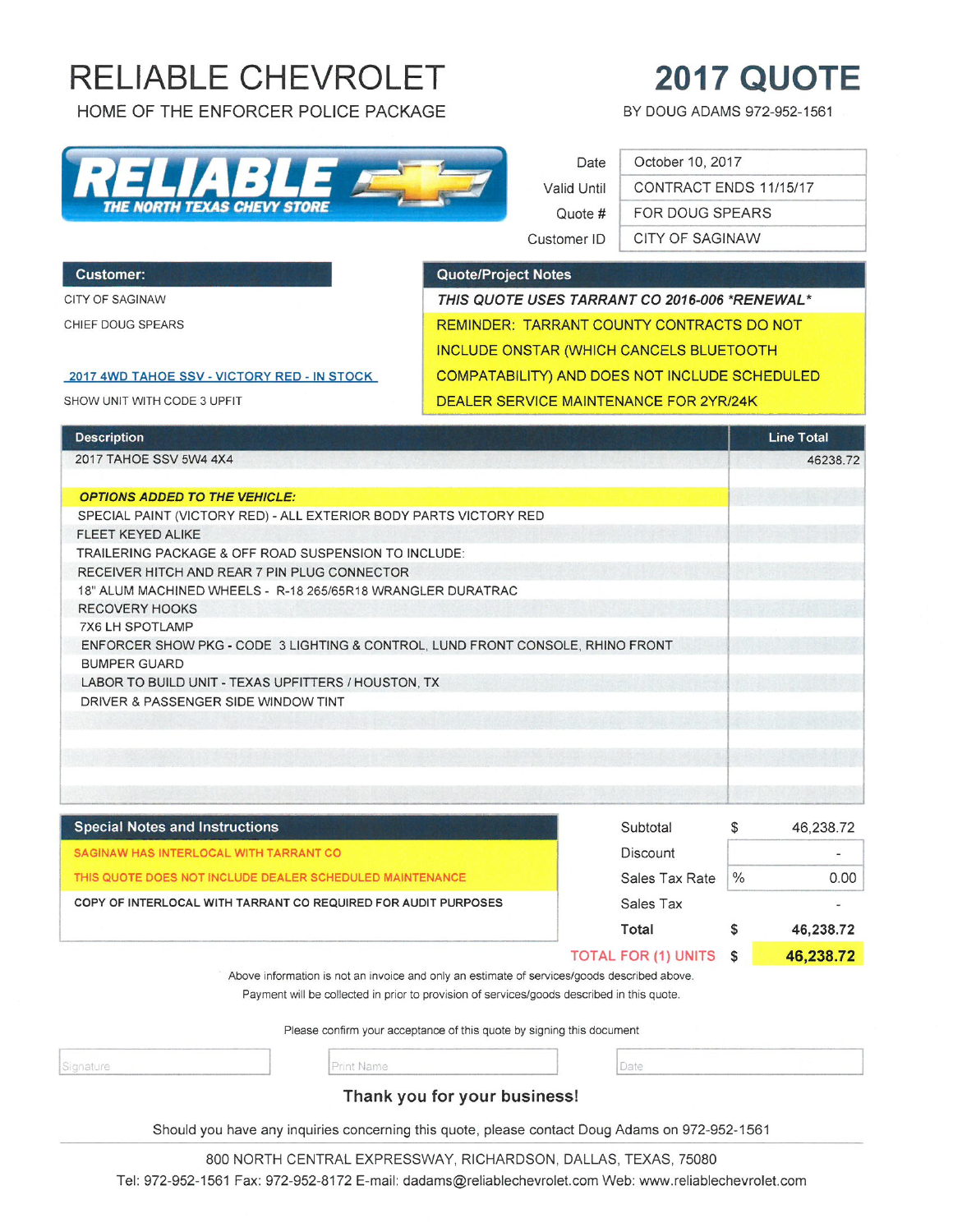# RELIABLE CHEVROLET

HOME OF THE ENFORCER POLICE PACKAGE

# 2017 QUOTE

BY DOUG ADAMS 972-952-1561

RELIABLE THE NORTH TEXAS CHEVY STORE

| | |
|---|---|
| Date | October 10, 2017 |
| Valid Until | CONTRACT ENDS 11/15/17 |
| Quote # | FOR DOUG SPEARS |
| Customer ID | CITY OF SAGINAW |

**Customer:**

CITY OF SAGINAW

CHIEF DOUG SPEARS

2017 4WD TAHOE SSV - VICTORY RED - IN STOCK

SHOW UNIT WITH CODE 3 UPFIT

**Quote/Project Notes**

*THIS QUOTE USES TARRANT CO 2016-006 \*RENEWAL\**

REMINDER: TARRANT COUNTY CONTRACTS DO NOT INCLUDE ONSTAR (WHICH CANCELS BLUETOOTH COMPATABILITY) AND DOES NOT INCLUDE SCHEDULED DEALER SERVICE MAINTENANCE FOR 2YR/24K

| Description | Line Total |
|---|---|
| 2017 TAHOE SSV 5W4 4X4 | 46238.72 |
| | |
| ***OPTIONS ADDED TO THE VEHICLE:*** | |
| SPECIAL PAINT (VICTORY RED) - ALL EXTERIOR BODY PARTS VICTORY RED | |
| FLEET KEYED ALIKE | |
| TRAILERING PACKAGE & OFF ROAD SUSPENSION TO INCLUDE: | |
| RECEIVER HITCH AND REAR 7 PIN PLUG CONNECTOR | |
| 18" ALUM MACHINED WHEELS - R-18 265/65R18 WRANGLER DURATRAC | |
| RECOVERY HOOKS | |
| 7X6 LH SPOTLAMP | |
| ENFORCER SHOW PKG - CODE 3 LIGHTING & CONTROL, LUND FRONT CONSOLE, RHINO FRONT BUMPER GUARD | |
| LABOR TO BUILD UNIT - TEXAS UPFITTERS / HOUSTON, TX | |
| DRIVER & PASSENGER SIDE WINDOW TINT | |

**Special Notes and Instructions**

SAGINAW HAS INTERLOCAL WITH TARRANT CO

THIS QUOTE DOES NOT INCLUDE DEALER SCHEDULED MAINTENANCE

COPY OF INTERLOCAL WITH TARRANT CO REQUIRED FOR AUDIT PURPOSES

| | | |
|---|---|---|
| Subtotal | $ | 46,238.72 |
| Discount | | - |
| Sales Tax Rate | % | 0.00 |
| Sales Tax | | - |
| **Total** | $ | **46,238.72** |
| TOTAL FOR (1) UNITS | $ | **46,238.72** |

Above information is not an invoice and only an estimate of services/goods described above.

Payment will be collected in prior to provision of services/goods described in this quote.

Please confirm your acceptance of this quote by signing this document

Signature | Print Name | Date

**Thank you for your business!**

Should you have any inquiries concerning this quote, please contact Doug Adams on 972-952-1561

800 NORTH CENTRAL EXPRESSWAY, RICHARDSON, DALLAS, TEXAS, 75080

Tel: 972-952-1561 Fax: 972-952-8172 E-mail: dadams@reliablechevrolet.com Web: www.reliablechevrolet.com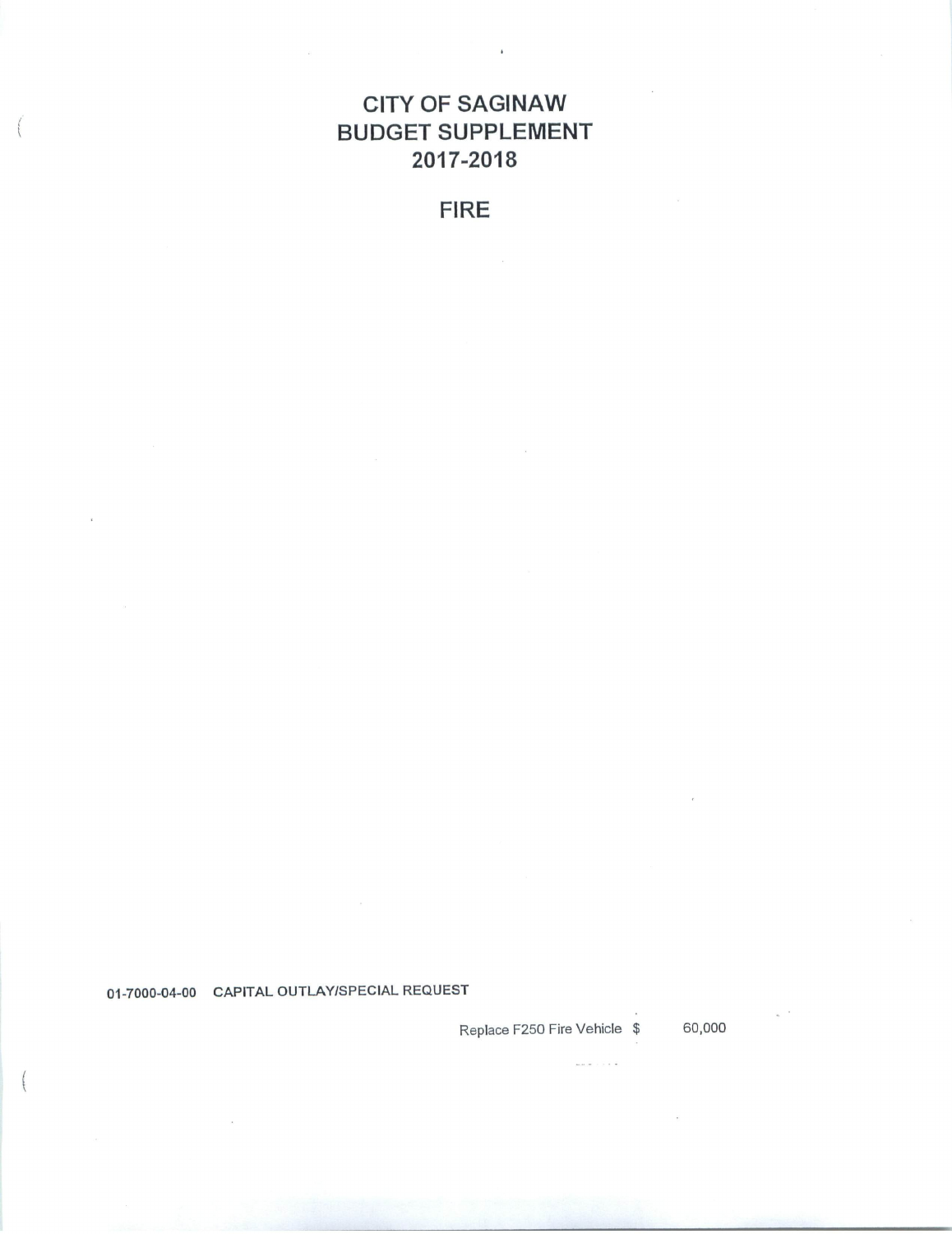# CITY OF SAGINAW
# BUDGET SUPPLEMENT
# 2017-2018

## FIRE

**01-7000-04-00 CAPITAL OUTLAY/SPECIAL REQUEST**

| | | |
|---|---|---|
| Replace F250 Fire Vehicle | $ | 60,000 |